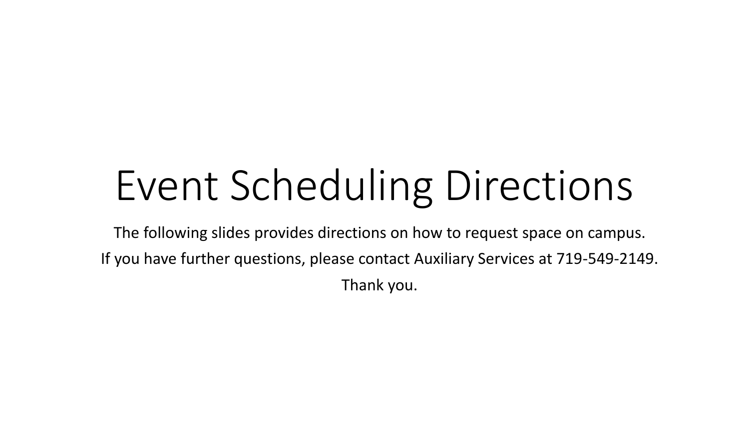# Event Scheduling Directions

The following slides provides directions on how to request space on campus.

If you have further questions, please contact Auxiliary Services at 719-549-2149.

Thank you.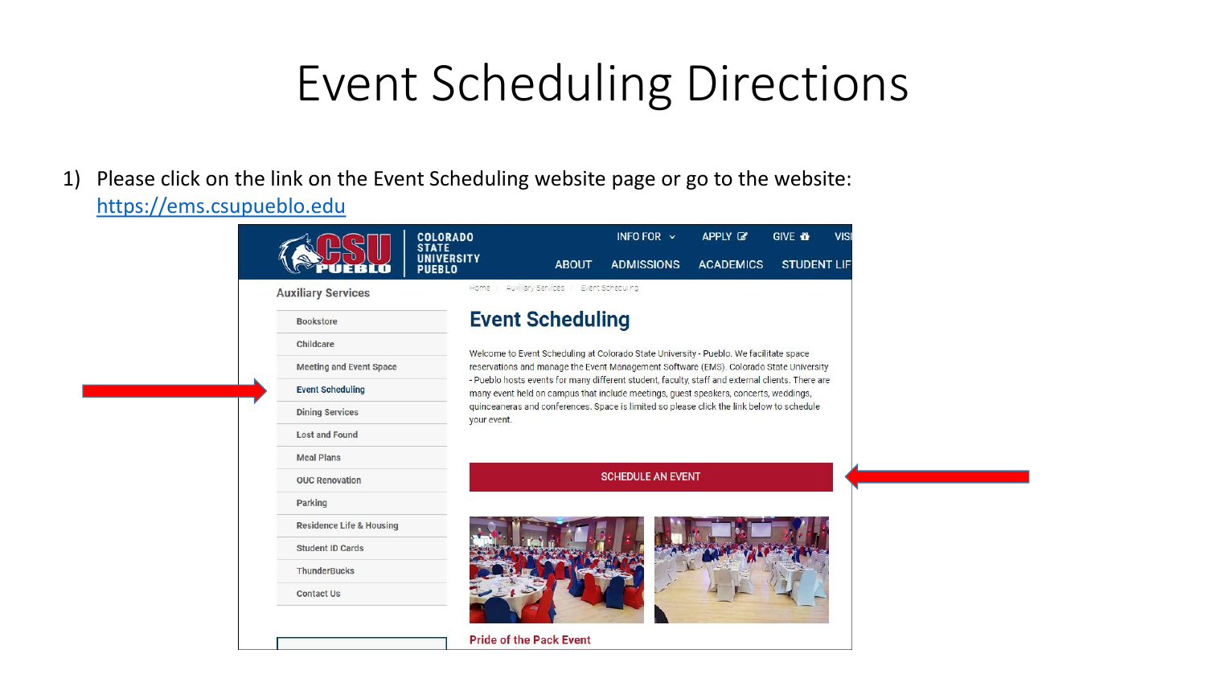# Event Scheduling Directions

1) Please click on the link on the Event Scheduling website page or go to the website: [https://ems.csupueblo.edu](https://ems.csupueblo.edu)

COLORADO STATE UNIVERSITY PUEBLO

INFO FOR | APPLY | GIVE | VISI

ABOUT | ADMISSIONS | ACADEMICS | STUDENT LIF

Home / Auxiliary Services / Event Scheduling

**Auxiliary Services**

- Bookstore
- Childcare
- Meeting and Event Space
- Event Scheduling
- Dining Services
- Lost and Found
- Meal Plans
- OUC Renovation
- Parking
- Residence Life & Housing
- Student ID Cards
- ThunderBucks
- Contact Us

## Event Scheduling

Welcome to Event Scheduling at Colorado State University - Pueblo. We facilitate space reservations and manage the Event Management Software (EMS). Colorado State University - Pueblo hosts events for many different student, faculty, staff and external clients. There are many event held on campus that include meetings, guest speakers, concerts, weddings, quinceaneras and conferences. Space is limited so please click the link below to schedule your event.

SCHEDULE AN EVENT

Pride of the Pack Event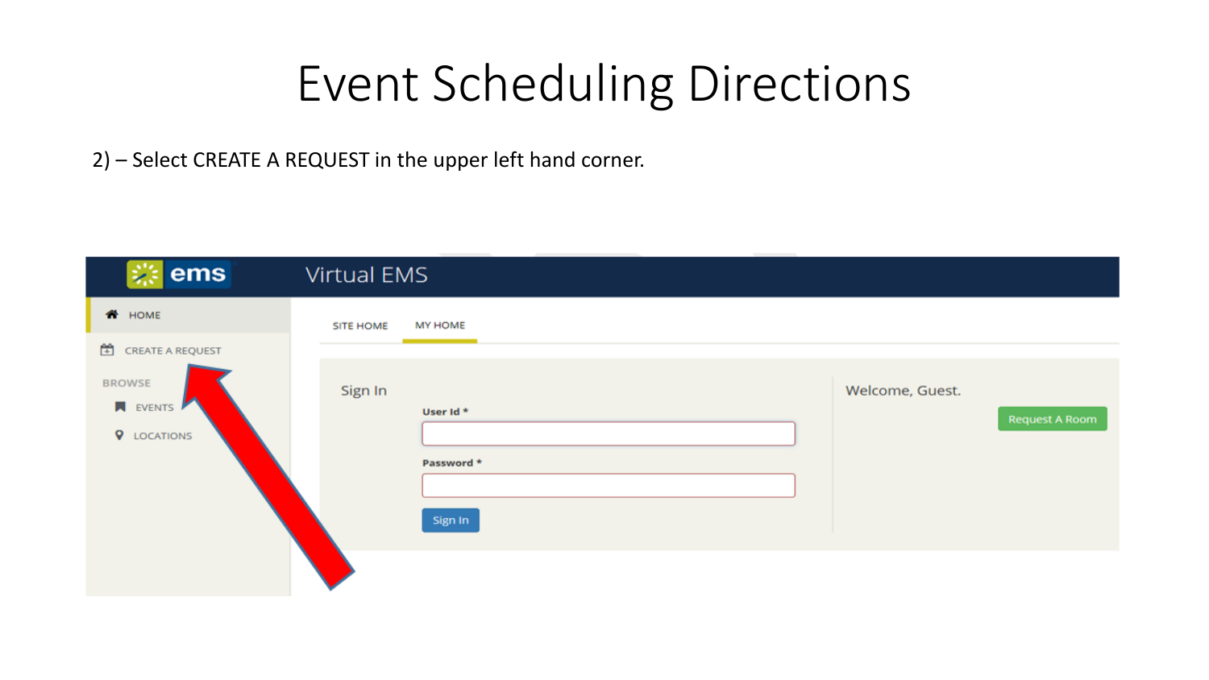# Event Scheduling Directions

2) – Select CREATE A REQUEST in the upper left hand corner.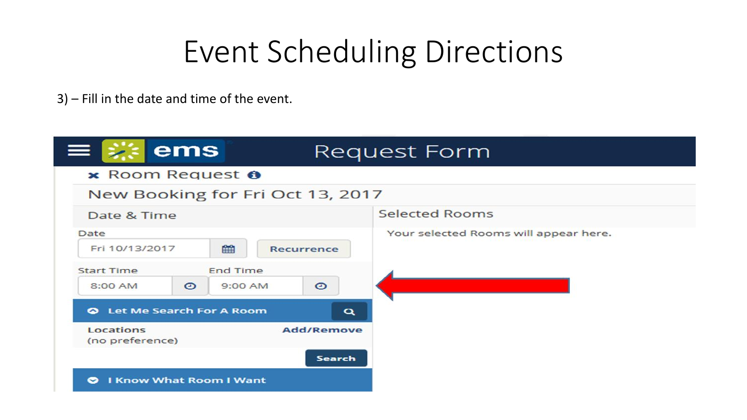# Event Scheduling Directions

3) – Fill in the date and time of the event.

**Request Form**

Room Request

New Booking for Fri Oct 13, 2017

Date & Time

Date: Fri 10/13/2017 | Recurrence

Start Time: 8:00 AM | End Time: 9:00 AM

Let Me Search For A Room

Locations: (no preference) | Add/Remove

Search

I Know What Room I Want

Selected Rooms

Your selected Rooms will appear here.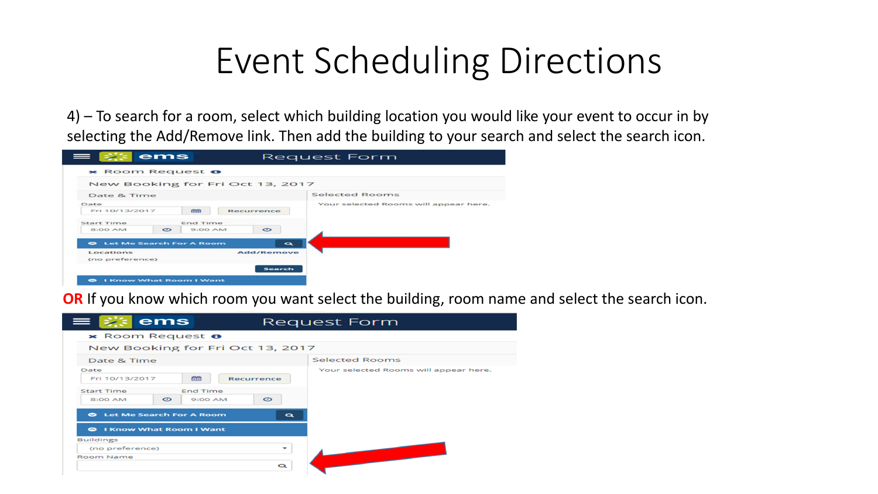# Event Scheduling Directions

4) – To search for a room, select which building location you would like your event to occur in by selecting the Add/Remove link. Then add the building to your search and select the search icon.

**OR** If you know which room you want select the building, room name and select the search icon.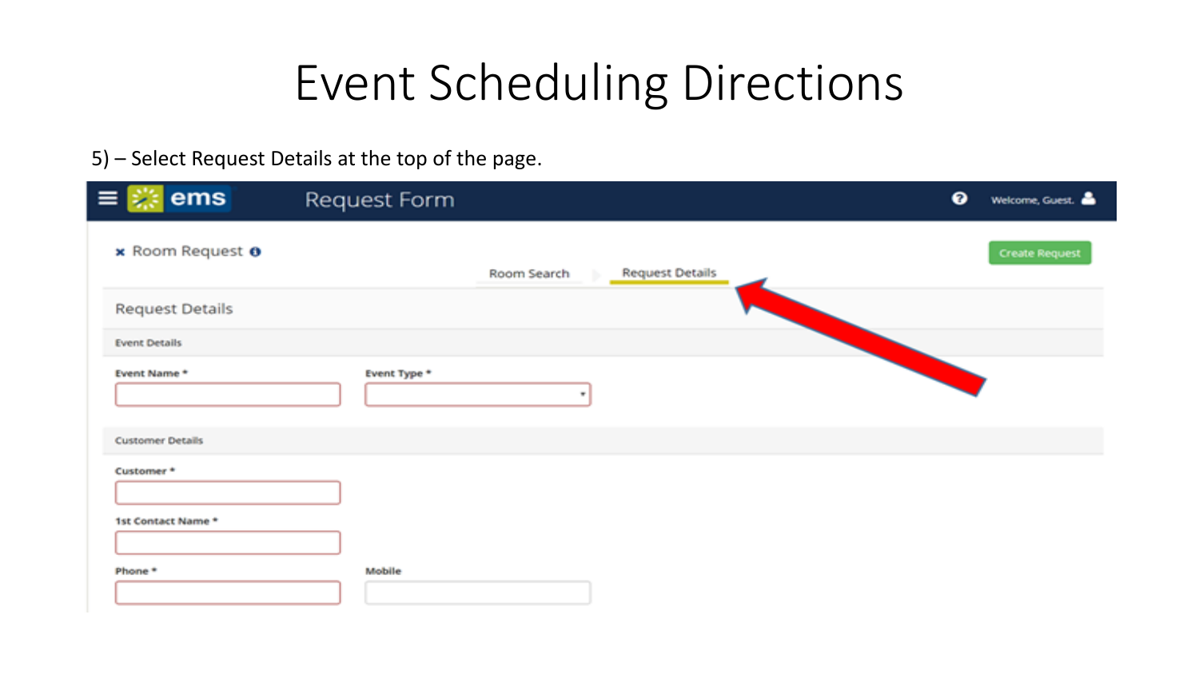# Event Scheduling Directions

5) – Select Request Details at the top of the page.

ems Request Form

Welcome, Guest.

× Room Request

Create Request

Room Search | Request Details

Request Details

Event Details

Event Name *

Event Type *

Customer Details

Customer *

1st Contact Name *

Phone *

Mobile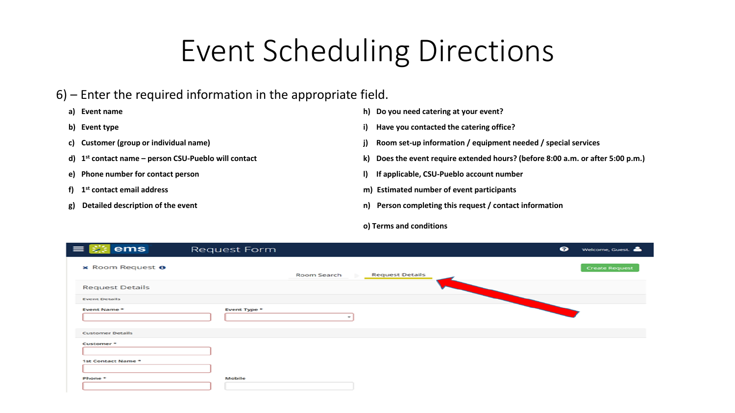# Event Scheduling Directions

6) – Enter the required information in the appropriate field.

a) **Event name**

b) **Event type**

c) **Customer (group or individual name)**

d) **1st contact name – person CSU-Pueblo will contact**

e) **Phone number for contact person**

f) **1st contact email address**

g) **Detailed description of the event**

h) **Do you need catering at your event?**

i) **Have you contacted the catering office?**

j) **Room set-up information / equipment needed / special services**

k) **Does the event require extended hours? (before 8:00 a.m. or after 5:00 p.m.)**

l) **If applicable, CSU-Pueblo account number**

m) **Estimated number of event participants**

n) **Person completing this request / contact information**

o) **Terms and conditions**

ems Request Form — Welcome, Guest.

Room Request — Room Search › Request Details — Create Request

Request Details

Event Details

Event Name *
Event Type *

Customer Details

Customer *

1st Contact Name *

Phone *
Mobile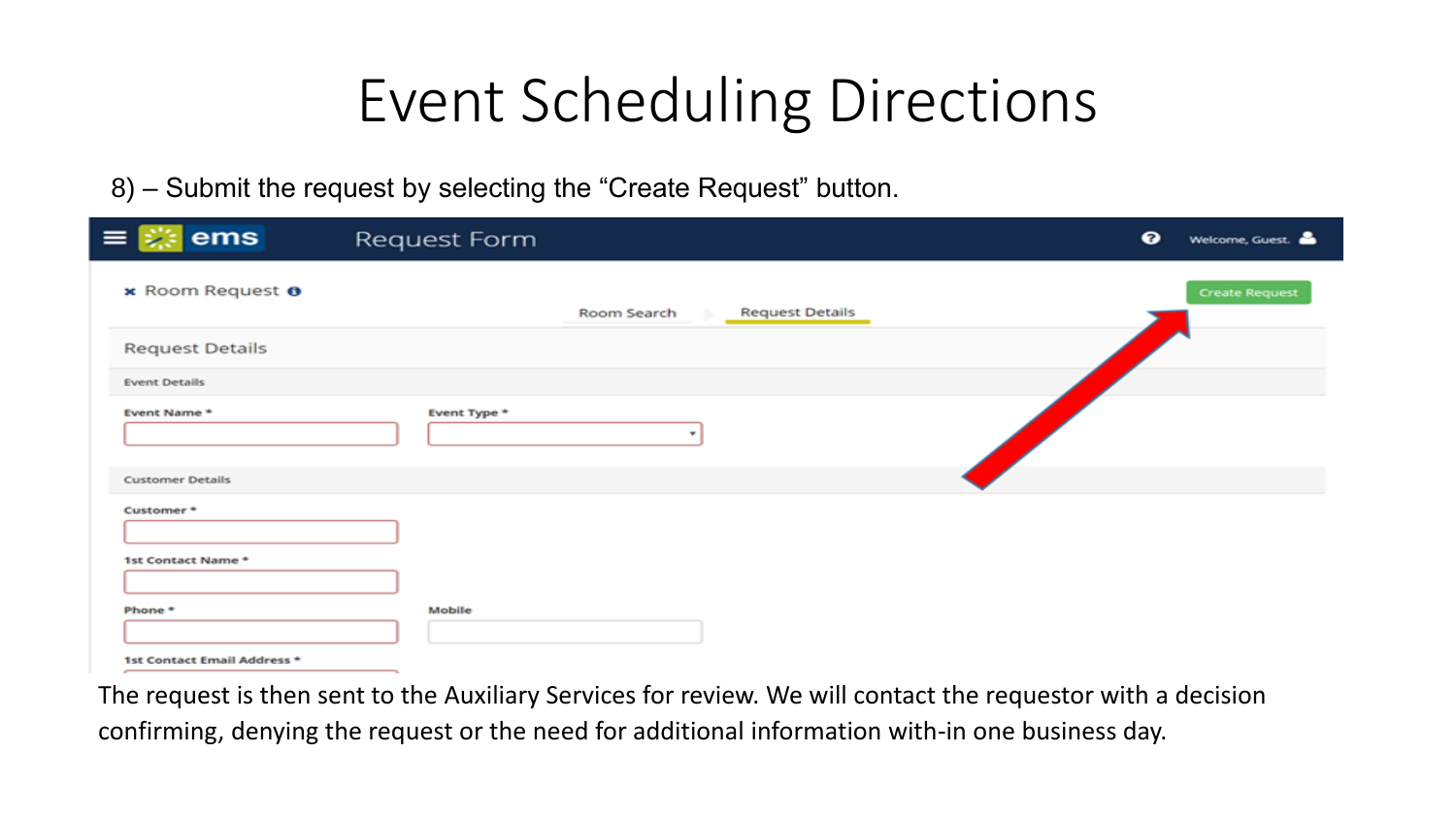# Event Scheduling Directions

8) – Submit the request by selecting the "Create Request" button.

The request is then sent to the Auxiliary Services for review. We will contact the requestor with a decision confirming, denying the request or the need for additional information with-in one business day.